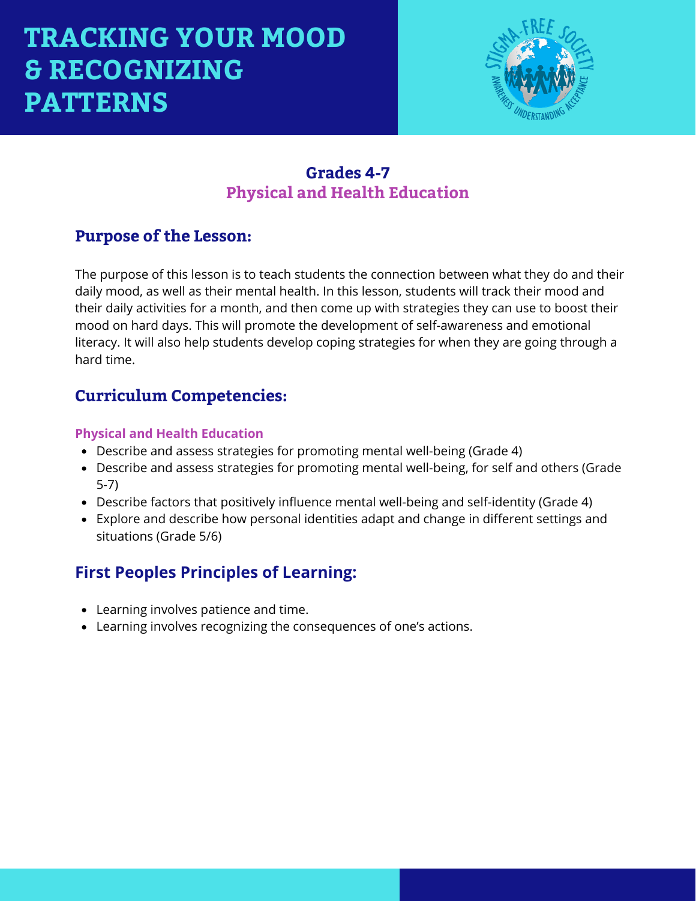# TRACKING YOUR MOOD & RECOGNIZING PATTERNS

### Grades 4-7
### Physical and Health Education

## Purpose of the Lesson:

The purpose of this lesson is to teach students the connection between what they do and their daily mood, as well as their mental health. In this lesson, students will track their mood and their daily activities for a month, and then come up with strategies they can use to boost their mood on hard days. This will promote the development of self-awareness and emotional literacy. It will also help students develop coping strategies for when they are going through a hard time.

## Curriculum Competencies:

**Physical and Health Education**

- Describe and assess strategies for promoting mental well-being (Grade 4)
- Describe and assess strategies for promoting mental well-being, for self and others (Grade 5-7)
- Describe factors that positively influence mental well-being and self-identity (Grade 4)
- Explore and describe how personal identities adapt and change in different settings and situations (Grade 5/6)

## First Peoples Principles of Learning:

- Learning involves patience and time.
- Learning involves recognizing the consequences of one's actions.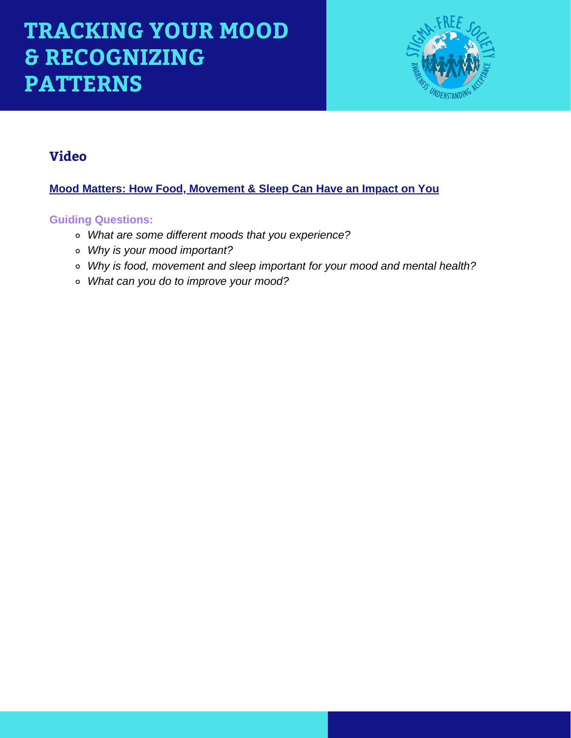# TRACKING YOUR MOOD & RECOGNIZING PATTERNS

## Video

**Mood Matters: How Food, Movement & Sleep Can Have an Impact on You**

**Guiding Questions:**

- *What are some different moods that you experience?*
- *Why is your mood important?*
- *Why is food, movement and sleep important for your mood and mental health?*
- *What can you do to improve your mood?*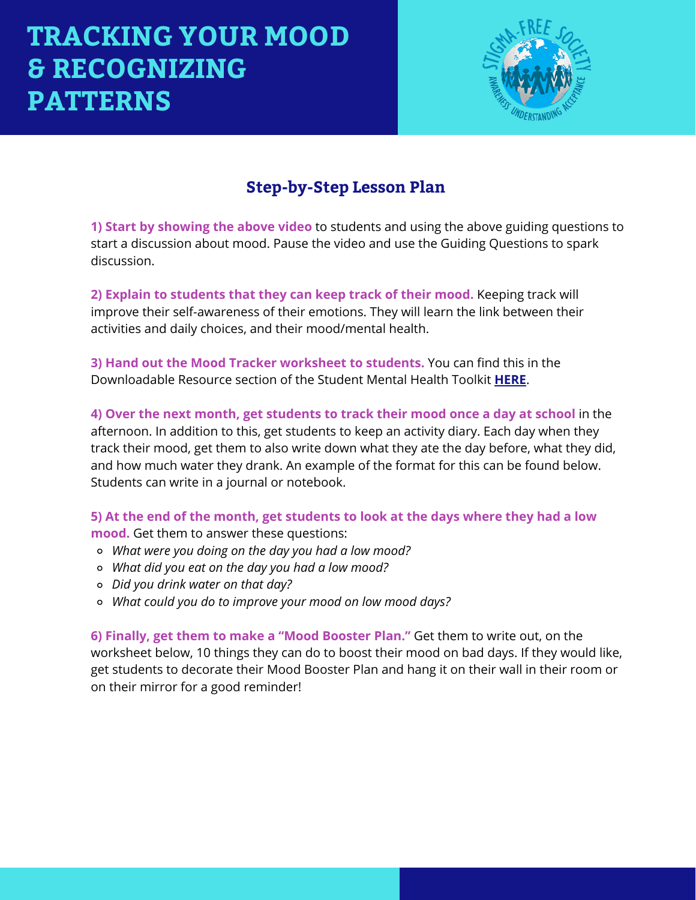# TRACKING YOUR MOOD & RECOGNIZING PATTERNS

## Step-by-Step Lesson Plan

**1) Start by showing the above video** to students and using the above guiding questions to start a discussion about mood. Pause the video and use the Guiding Questions to spark discussion.

**2) Explain to students that they can keep track of their mood.** Keeping track will improve their self-awareness of their emotions. They will learn the link between their activities and daily choices, and their mood/mental health.

**3) Hand out the Mood Tracker worksheet to students.** You can find this in the Downloadable Resource section of the Student Mental Health Toolkit **HERE**.

**4) Over the next month, get students to track their mood once a day at school** in the afternoon. In addition to this, get students to keep an activity diary. Each day when they track their mood, get them to also write down what they ate the day before, what they did, and how much water they drank. An example of the format for this can be found below. Students can write in a journal or notebook.

**5) At the end of the month, get students to look at the days where they had a low mood.** Get them to answer these questions:

- *What were you doing on the day you had a low mood?*
- *What did you eat on the day you had a low mood?*
- *Did you drink water on that day?*
- *What could you do to improve your mood on low mood days?*

**6) Finally, get them to make a "Mood Booster Plan."** Get them to write out, on the worksheet below, 10 things they can do to boost their mood on bad days. If they would like, get students to decorate their Mood Booster Plan and hang it on their wall in their room or on their mirror for a good reminder!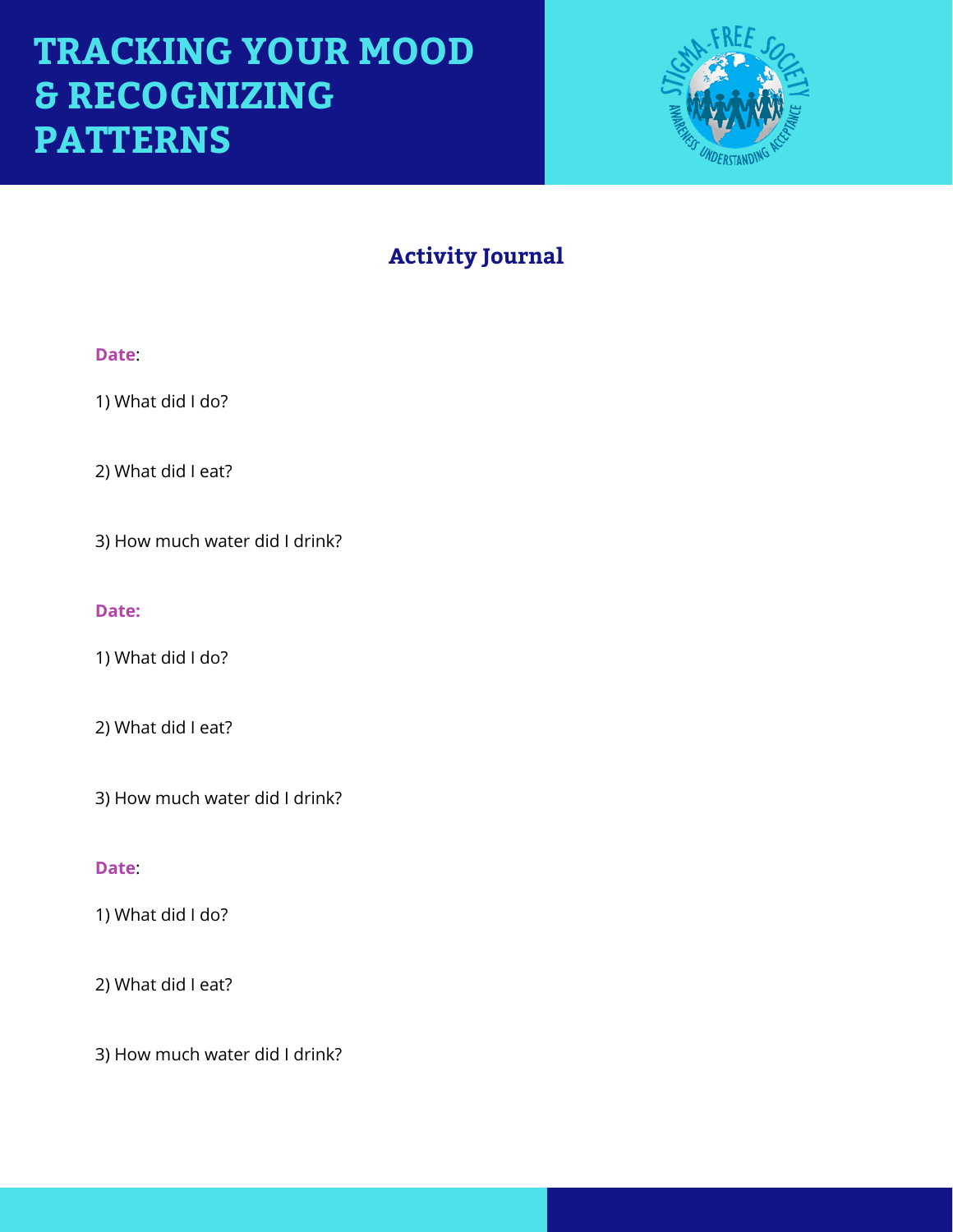# TRACKING YOUR MOOD & RECOGNIZING PATTERNS

## Activity Journal

**Date**:

1) What did I do?

2) What did I eat?

3) How much water did I drink?

**Date:**

1) What did I do?

2) What did I eat?

3) How much water did I drink?

**Date**:

1) What did I do?

2) What did I eat?

3) How much water did I drink?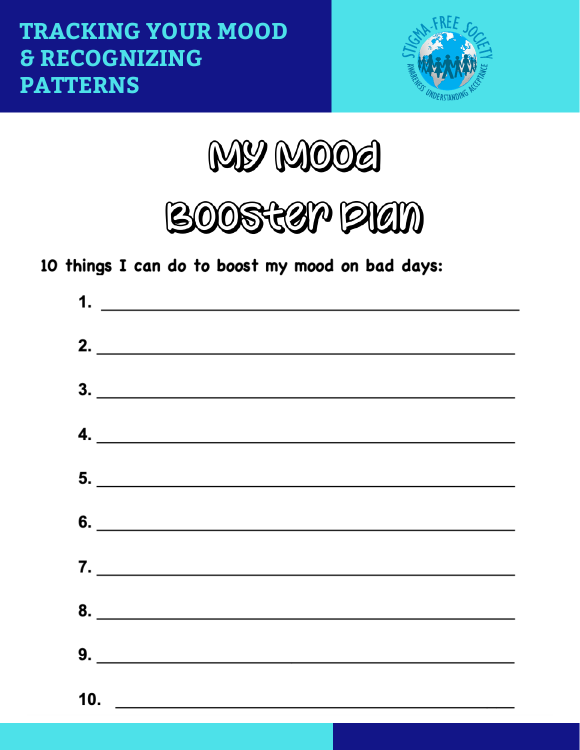# TRACKING YOUR MOOD & RECOGNIZING PATTERNS

STIGMA-FREE SOCIETY
AWARENESS UNDERSTANDING ACCEPTANCE

## My Mood Booster Plan

**10 things I can do to boost my mood on bad days:**

1. ______________________________
2. ______________________________
3. ______________________________
4. ______________________________
5. ______________________________
6. ______________________________
7. ______________________________
8. ______________________________
9. ______________________________
10. ______________________________